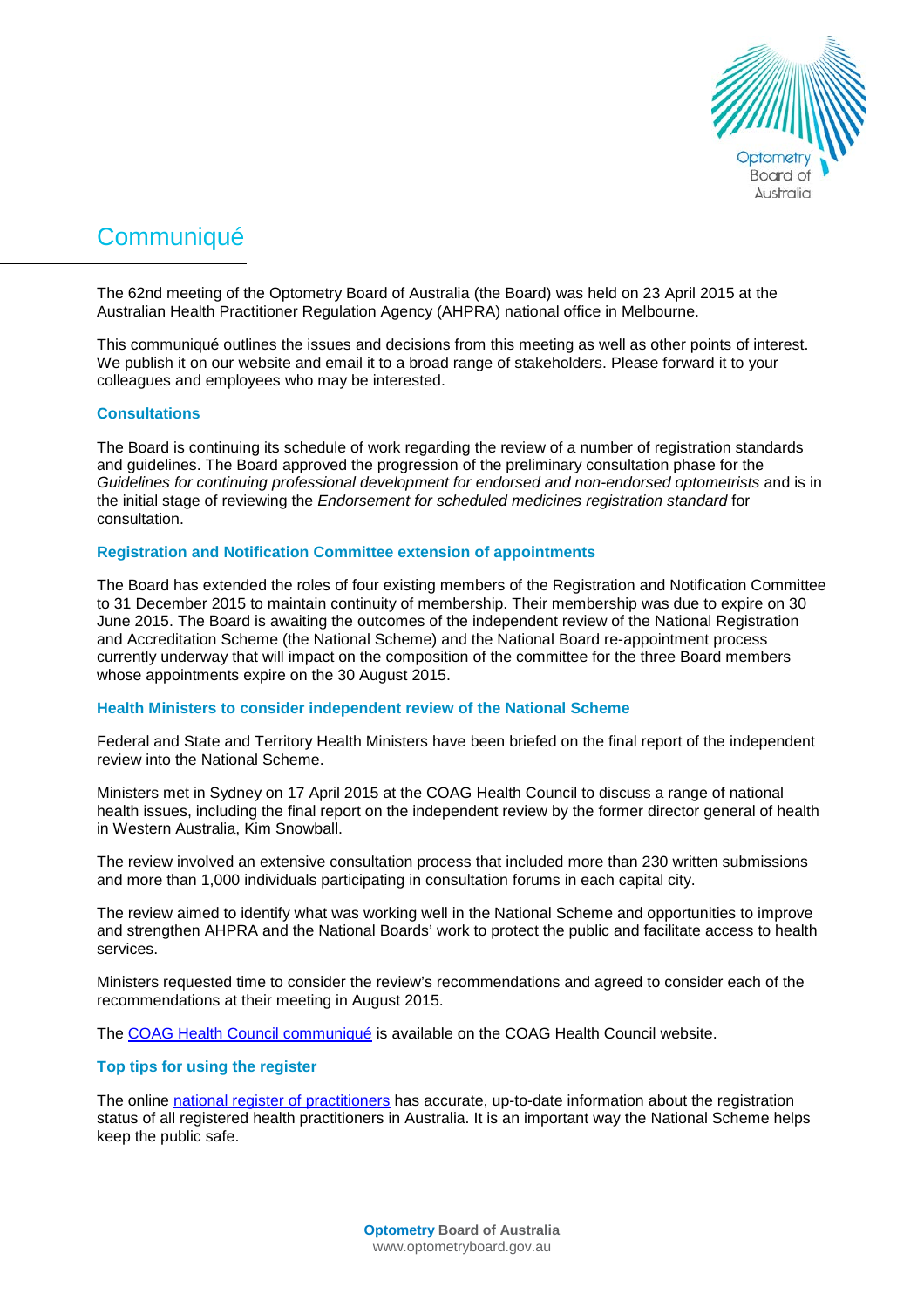# Communiqué

The 62nd meeting of the Optometry Board of Australia (the Board) was held on 23 April 2015 at the Australian Health Practitioner Regulation Agency (AHPRA) national office in Melbourne.

This communiqué outlines the issues and decisions from this meeting as well as other points of interest. We publish it on our website and email it to a broad range of stakeholders. Please forward it to your colleagues and employees who may be interested.

## Consultations

The Board is continuing its schedule of work regarding the review of a number of registration standards and guidelines. The Board approved the progression of the preliminary consultation phase for the *Guidelines for continuing professional development for endorsed and non-endorsed optometrists* and is in the initial stage of reviewing the *Endorsement for scheduled medicines registration standard* for consultation.

## Registration and Notification Committee extension of appointments

The Board has extended the roles of four existing members of the Registration and Notification Committee to 31 December 2015 to maintain continuity of membership. Their membership was due to expire on 30 June 2015. The Board is awaiting the outcomes of the independent review of the National Registration and Accreditation Scheme (the National Scheme) and the National Board re-appointment process currently underway that will impact on the composition of the committee for the three Board members whose appointments expire on the 30 August 2015.

## Health Ministers to consider independent review of the National Scheme

Federal and State and Territory Health Ministers have been briefed on the final report of the independent review into the National Scheme.

Ministers met in Sydney on 17 April 2015 at the COAG Health Council to discuss a range of national health issues, including the final report on the independent review by the former director general of health in Western Australia, Kim Snowball.

The review involved an extensive consultation process that included more than 230 written submissions and more than 1,000 individuals participating in consultation forums in each capital city.

The review aimed to identify what was working well in the National Scheme and opportunities to improve and strengthen AHPRA and the National Boards' work to protect the public and facilitate access to health services.

Ministers requested time to consider the review's recommendations and agreed to consider each of the recommendations at their meeting in August 2015.

The COAG Health Council communiqué is available on the COAG Health Council website.

## Top tips for using the register

The online national register of practitioners has accurate, up-to-date information about the registration status of all registered health practitioners in Australia. It is an important way the National Scheme helps keep the public safe.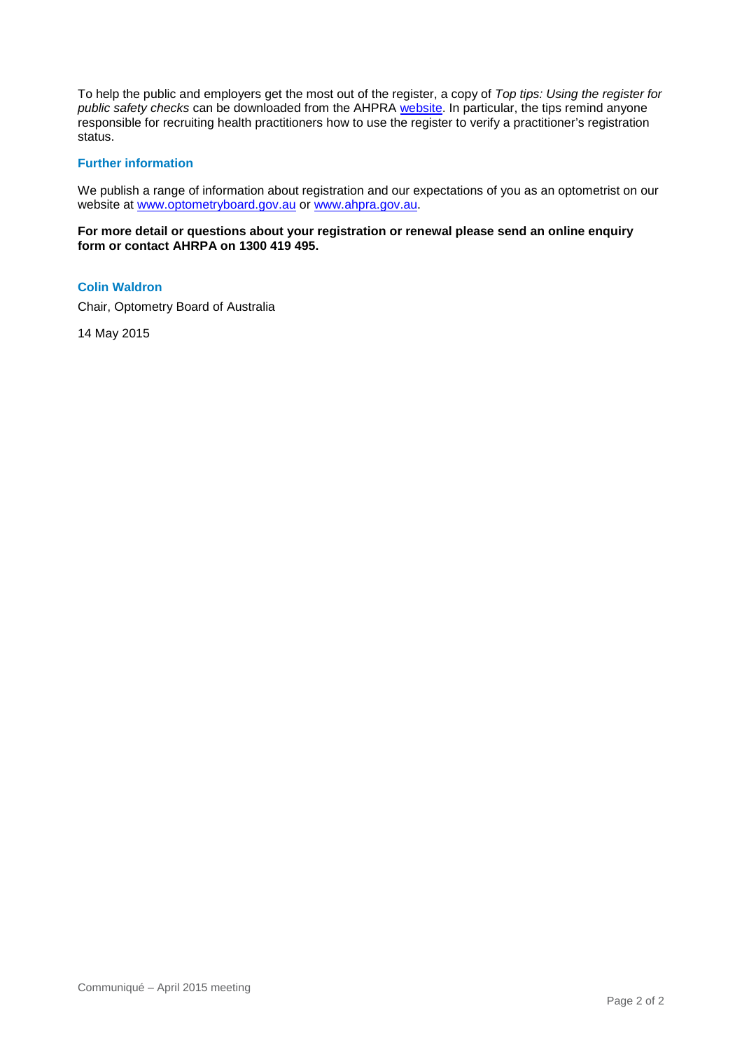To help the public and employers get the most out of the register, a copy of *Top tips: Using the register for public safety checks* can be downloaded from the AHPRA website. In particular, the tips remind anyone responsible for recruiting health practitioners how to use the register to verify a practitioner's registration status.

## Further information

We publish a range of information about registration and our expectations of you as an optometrist on our website at www.optometryboard.gov.au or www.ahpra.gov.au.

**For more detail or questions about your registration or renewal please send an online enquiry form or contact AHRPA on 1300 419 495.**

**Colin Waldron**

Chair, Optometry Board of Australia

14 May 2015